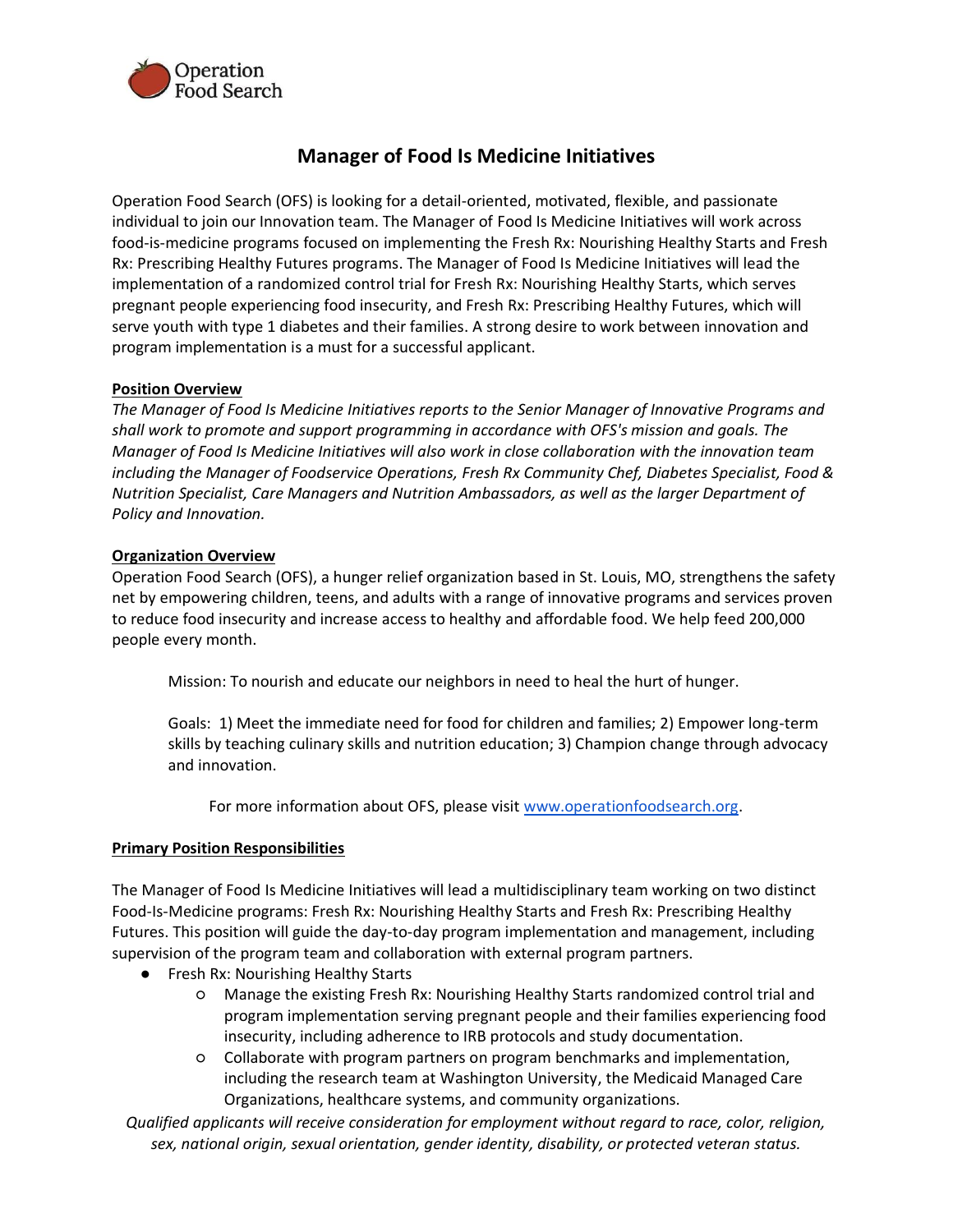Operation Food Search

# Manager of Food Is Medicine Initiatives

Operation Food Search (OFS) is looking for a detail-oriented, motivated, flexible, and passionate individual to join our Innovation team. The Manager of Food Is Medicine Initiatives will work across food-is-medicine programs focused on implementing the Fresh Rx: Nourishing Healthy Starts and Fresh Rx: Prescribing Healthy Futures programs. The Manager of Food Is Medicine Initiatives will lead the implementation of a randomized control trial for Fresh Rx: Nourishing Healthy Starts, which serves pregnant people experiencing food insecurity, and Fresh Rx: Prescribing Healthy Futures, which will serve youth with type 1 diabetes and their families. A strong desire to work between innovation and program implementation is a must for a successful applicant.

## Position Overview

*The Manager of Food Is Medicine Initiatives reports to the Senior Manager of Innovative Programs and shall work to promote and support programming in accordance with OFS's mission and goals. The Manager of Food Is Medicine Initiatives will also work in close collaboration with the innovation team including the Manager of Foodservice Operations, Fresh Rx Community Chef, Diabetes Specialist, Food & Nutrition Specialist, Care Managers and Nutrition Ambassadors, as well as the larger Department of Policy and Innovation.*

## Organization Overview

Operation Food Search (OFS), a hunger relief organization based in St. Louis, MO, strengthens the safety net by empowering children, teens, and adults with a range of innovative programs and services proven to reduce food insecurity and increase access to healthy and affordable food. We help feed 200,000 people every month.

> Mission: To nourish and educate our neighbors in need to heal the hurt of hunger.
>
> Goals: 1) Meet the immediate need for food for children and families; 2) Empower long-term skills by teaching culinary skills and nutrition education; 3) Champion change through advocacy and innovation.

For more information about OFS, please visit [www.operationfoodsearch.org](http://www.operationfoodsearch.org).

## Primary Position Responsibilities

The Manager of Food Is Medicine Initiatives will lead a multidisciplinary team working on two distinct Food-Is-Medicine programs: Fresh Rx: Nourishing Healthy Starts and Fresh Rx: Prescribing Healthy Futures. This position will guide the day-to-day program implementation and management, including supervision of the program team and collaboration with external program partners.

- Fresh Rx: Nourishing Healthy Starts
  - Manage the existing Fresh Rx: Nourishing Healthy Starts randomized control trial and program implementation serving pregnant people and their families experiencing food insecurity, including adherence to IRB protocols and study documentation.
  - Collaborate with program partners on program benchmarks and implementation, including the research team at Washington University, the Medicaid Managed Care Organizations, healthcare systems, and community organizations.

*Qualified applicants will receive consideration for employment without regard to race, color, religion, sex, national origin, sexual orientation, gender identity, disability, or protected veteran status.*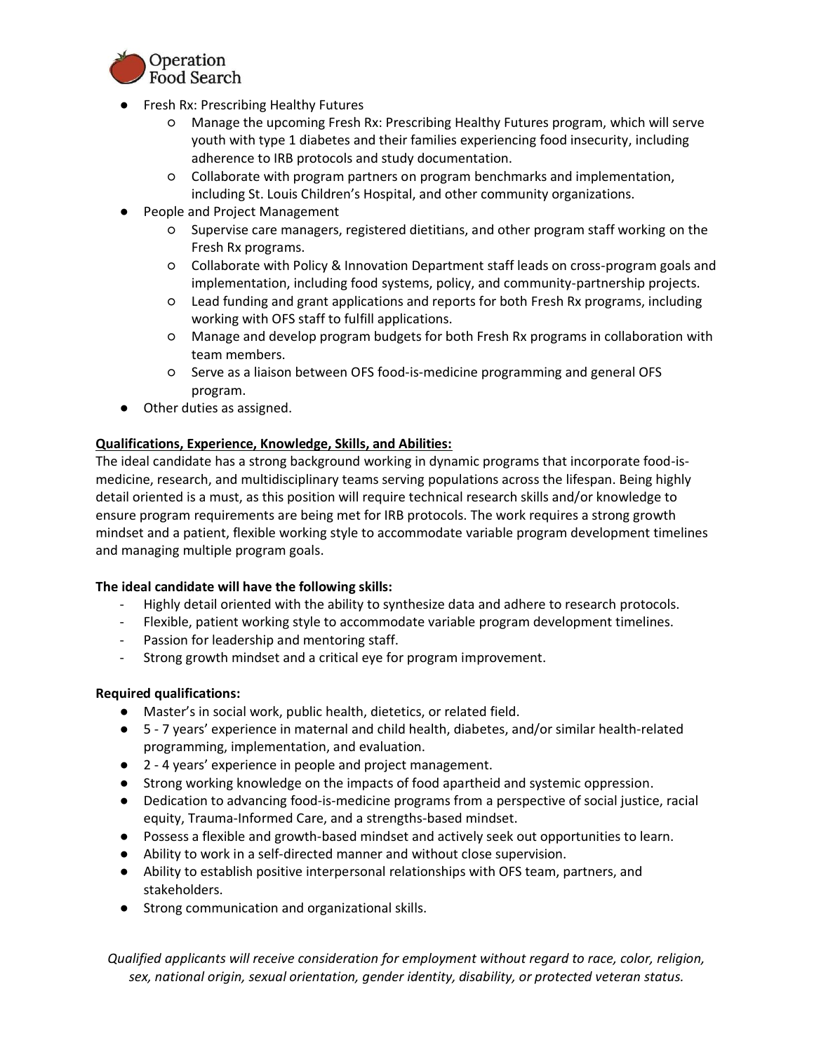- Fresh Rx: Prescribing Healthy Futures
    - Manage the upcoming Fresh Rx: Prescribing Healthy Futures program, which will serve youth with type 1 diabetes and their families experiencing food insecurity, including adherence to IRB protocols and study documentation.
    - Collaborate with program partners on program benchmarks and implementation, including St. Louis Children's Hospital, and other community organizations.
- People and Project Management
    - Supervise care managers, registered dietitians, and other program staff working on the Fresh Rx programs.
    - Collaborate with Policy & Innovation Department staff leads on cross-program goals and implementation, including food systems, policy, and community-partnership projects.
    - Lead funding and grant applications and reports for both Fresh Rx programs, including working with OFS staff to fulfill applications.
    - Manage and develop program budgets for both Fresh Rx programs in collaboration with team members.
    - Serve as a liaison between OFS food-is-medicine programming and general OFS program.
- Other duties as assigned.

**<u>Qualifications, Experience, Knowledge, Skills, and Abilities:</u>**

The ideal candidate has a strong background working in dynamic programs that incorporate food-is-medicine, research, and multidisciplinary teams serving populations across the lifespan. Being highly detail oriented is a must, as this position will require technical research skills and/or knowledge to ensure program requirements are being met for IRB protocols. The work requires a strong growth mindset and a patient, flexible working style to accommodate variable program development timelines and managing multiple program goals.

**The ideal candidate will have the following skills:**

- Highly detail oriented with the ability to synthesize data and adhere to research protocols.
- Flexible, patient working style to accommodate variable program development timelines.
- Passion for leadership and mentoring staff.
- Strong growth mindset and a critical eye for program improvement.

**Required qualifications:**

- Master's in social work, public health, dietetics, or related field.
- 5 - 7 years' experience in maternal and child health, diabetes, and/or similar health-related programming, implementation, and evaluation.
- 2 - 4 years' experience in people and project management.
- Strong working knowledge on the impacts of food apartheid and systemic oppression.
- Dedication to advancing food-is-medicine programs from a perspective of social justice, racial equity, Trauma-Informed Care, and a strengths-based mindset.
- Possess a flexible and growth-based mindset and actively seek out opportunities to learn.
- Ability to work in a self-directed manner and without close supervision.
- Ability to establish positive interpersonal relationships with OFS team, partners, and stakeholders.
- Strong communication and organizational skills.

*Qualified applicants will receive consideration for employment without regard to race, color, religion, sex, national origin, sexual orientation, gender identity, disability, or protected veteran status.*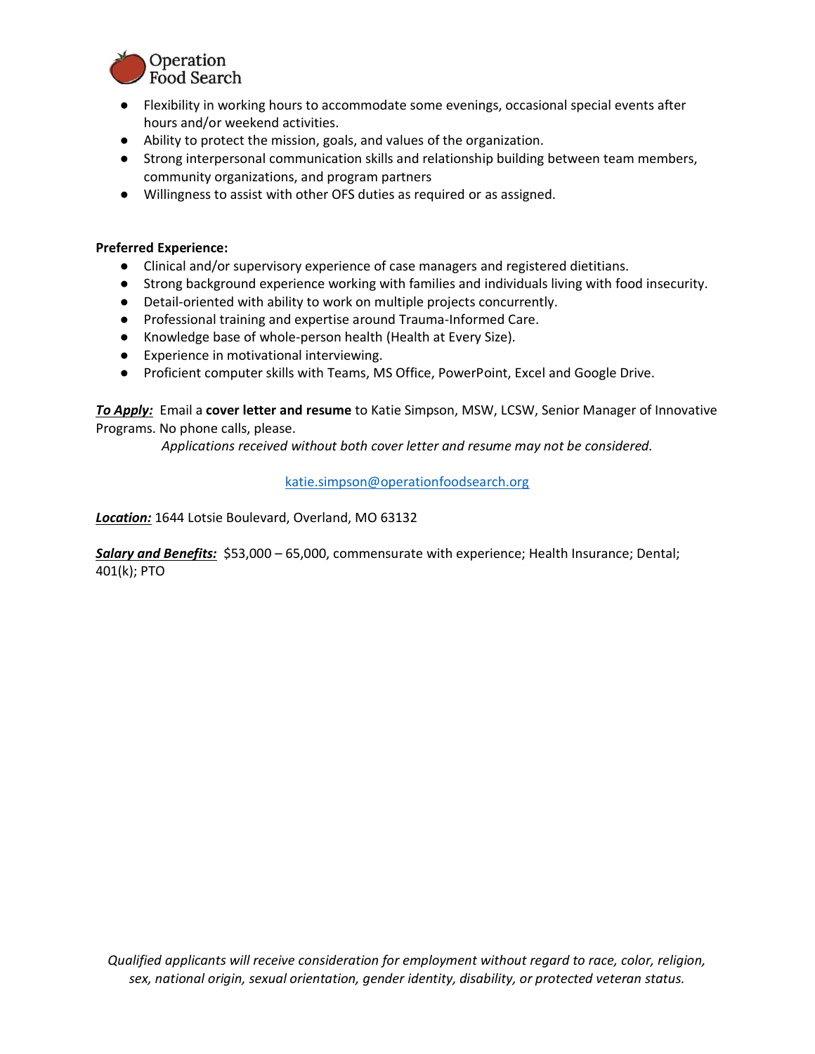- Flexibility in working hours to accommodate some evenings, occasional special events after hours and/or weekend activities.
- Ability to protect the mission, goals, and values of the organization.
- Strong interpersonal communication skills and relationship building between team members, community organizations, and program partners
- Willingness to assist with other OFS duties as required or as assigned.

**Preferred Experience:**

- Clinical and/or supervisory experience of case managers and registered dietitians.
- Strong background experience working with families and individuals living with food insecurity.
- Detail-oriented with ability to work on multiple projects concurrently.
- Professional training and expertise around Trauma-Informed Care.
- Knowledge base of whole-person health (Health at Every Size).
- Experience in motivational interviewing.
- Proficient computer skills with Teams, MS Office, PowerPoint, Excel and Google Drive.

***To Apply:*** Email a **cover letter and resume** to Katie Simpson, MSW, LCSW, Senior Manager of Innovative Programs. No phone calls, please.

*Applications received without both cover letter and resume may not be considered.*

katie.simpson@operationfoodsearch.org

***Location:*** 1644 Lotsie Boulevard, Overland, MO 63132

***Salary and Benefits:*** $53,000 – 65,000, commensurate with experience; Health Insurance; Dental; 401(k); PTO

*Qualified applicants will receive consideration for employment without regard to race, color, religion, sex, national origin, sexual orientation, gender identity, disability, or protected veteran status.*